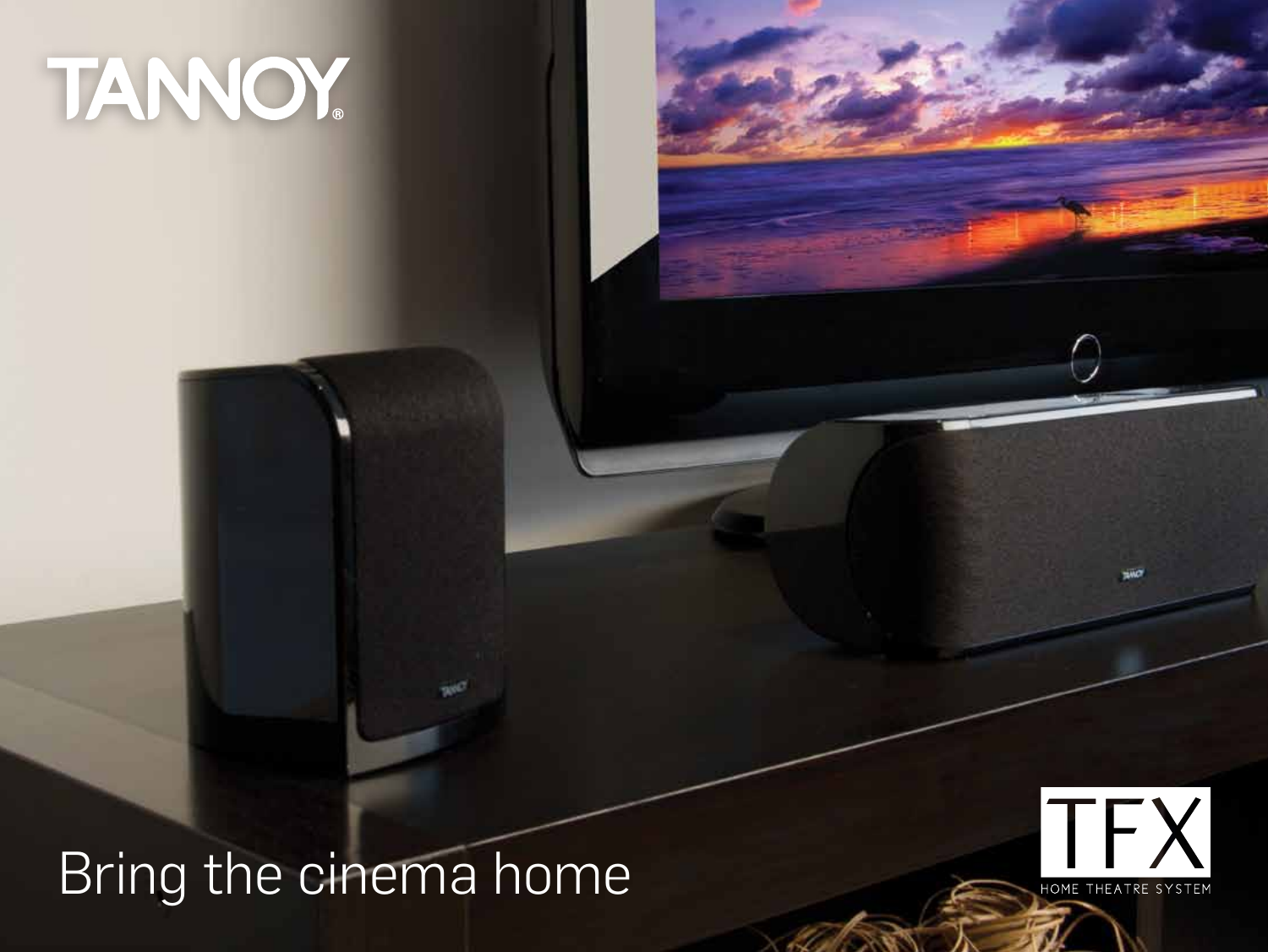TANNOY®

# Bring the cinema home

TFX

HOME THEATRE SYSTEM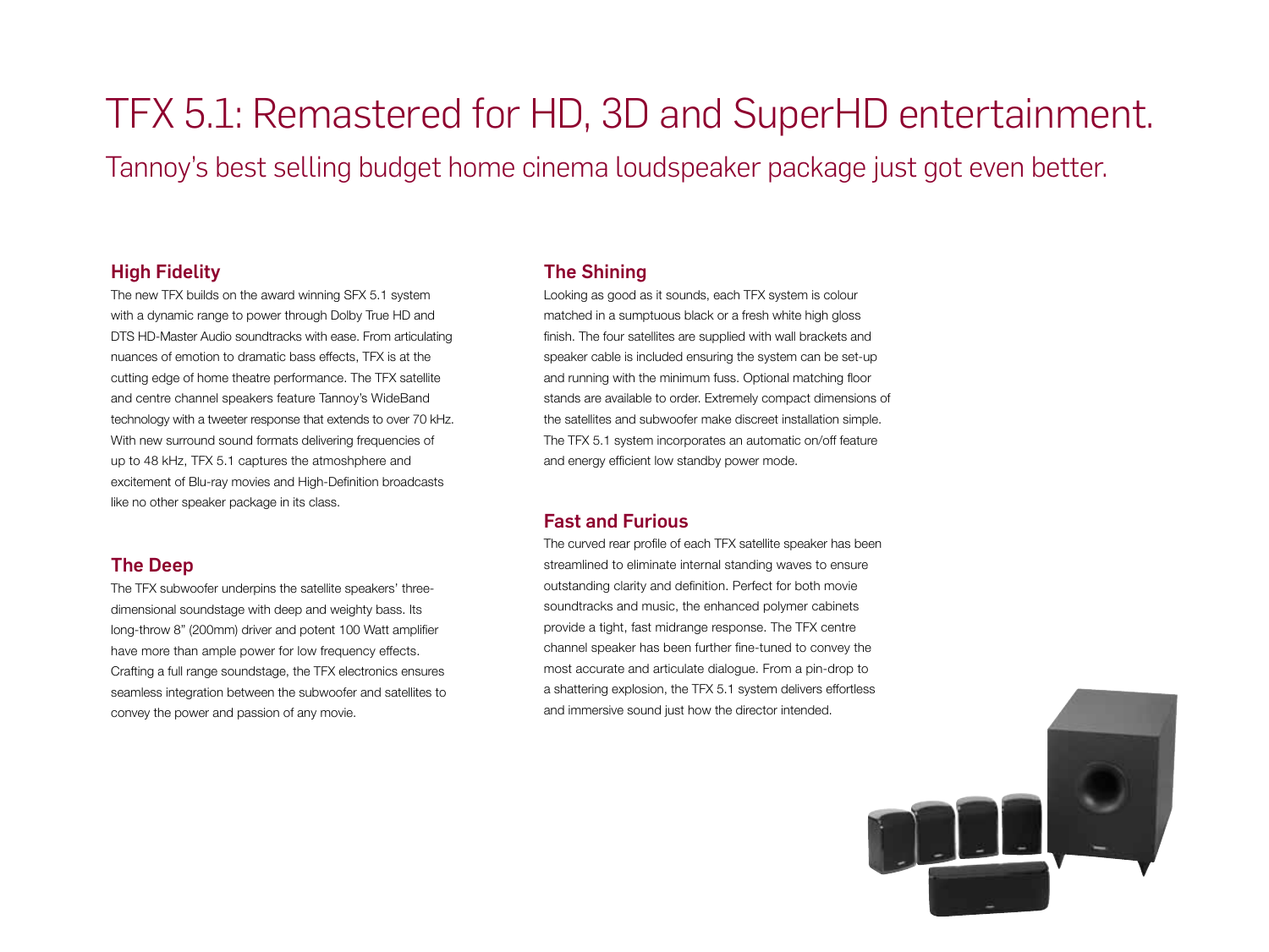# TFX 5.1: Remastered for HD, 3D and SuperHD entertainment.

Tannoy's best selling budget home cinema loudspeaker package just got even better.

## High Fidelity

The new TFX builds on the award winning SFX 5.1 system with a dynamic range to power through Dolby True HD and DTS HD-Master Audio soundtracks with ease. From articulating nuances of emotion to dramatic bass effects, TFX is at the cutting edge of home theatre performance. The TFX satellite and centre channel speakers feature Tannoy's WideBand technology with a tweeter response that extends to over 70 kHz. With new surround sound formats delivering frequencies of up to 48 kHz, TFX 5.1 captures the atmoshphere and excitement of Blu-ray movies and High-Definition broadcasts like no other speaker package in its class.

## The Deep

The TFX subwoofer underpins the satellite speakers' three-dimensional soundstage with deep and weighty bass. Its long-throw 8" (200mm) driver and potent 100 Watt amplifier have more than ample power for low frequency effects. Crafting a full range soundstage, the TFX electronics ensures seamless integration between the subwoofer and satellites to convey the power and passion of any movie.

## The Shining

Looking as good as it sounds, each TFX system is colour matched in a sumptuous black or a fresh white high gloss finish. The four satellites are supplied with wall brackets and speaker cable is included ensuring the system can be set-up and running with the minimum fuss. Optional matching floor stands are available to order. Extremely compact dimensions of the satellites and subwoofer make discreet installation simple. The TFX 5.1 system incorporates an automatic on/off feature and energy efficient low standby power mode.

## Fast and Furious

The curved rear profile of each TFX satellite speaker has been streamlined to eliminate internal standing waves to ensure outstanding clarity and definition. Perfect for both movie soundtracks and music, the enhanced polymer cabinets provide a tight, fast midrange response. The TFX centre channel speaker has been further fine-tuned to convey the most accurate and articulate dialogue. From a pin-drop to a shattering explosion, the TFX 5.1 system delivers effortless and immersive sound just how the director intended.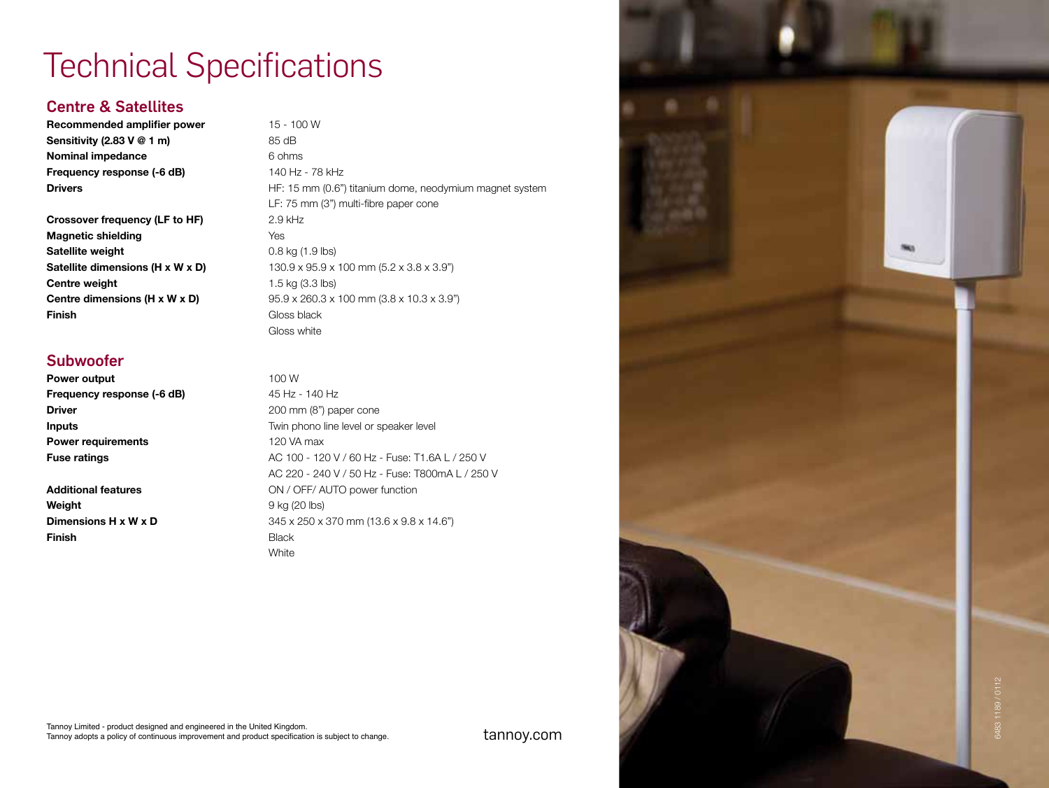# Technical Specifications

## Centre & Satellites

| | |
|---|---|
| **Recommended amplifier power** | 15 - 100 W |
| **Sensitivity (2.83 V @ 1 m)** | 85 dB |
| **Nominal impedance** | 6 ohms |
| **Frequency response (-6 dB)** | 140 Hz - 78 kHz |
| **Drivers** | HF: 15 mm (0.6”) titanium dome, neodymium magnet system<br>LF: 75 mm (3”) multi-fibre paper cone |
| **Crossover frequency (LF to HF)** | 2.9 kHz |
| **Magnetic shielding** | Yes |
| **Satellite weight** | 0.8 kg (1.9 lbs) |
| **Satellite dimensions (H x W x D)** | 130.9 x 95.9 x 100 mm (5.2 x 3.8 x 3.9”) |
| **Centre weight** | 1.5 kg (3.3 lbs) |
| **Centre dimensions (H x W x D)** | 95.9 x 260.3 x 100 mm (3.8 x 10.3 x 3.9”) |
| **Finish** | Gloss black<br>Gloss white |

## Subwoofer

| | |
|---|---|
| **Power output** | 100 W |
| **Frequency response (-6 dB)** | 45 Hz - 140 Hz |
| **Driver** | 200 mm (8”) paper cone |
| **Inputs** | Twin phono line level or speaker level |
| **Power requirements** | 120 VA max |
| **Fuse ratings** | AC 100 - 120 V / 60 Hz - Fuse: T1.6A L / 250 V<br>AC 220 - 240 V / 50 Hz - Fuse: T800mA L / 250 V |
| **Additional features** | ON / OFF/ AUTO power function |
| **Weight** | 9 kg (20 lbs) |
| **Dimensions H x W x D** | 345 x 250 x 370 mm (13.6 x 9.8 x 14.6”) |
| **Finish** | Black<br>White |

Tannoy Limited - product designed and engineered in the United Kingdom.
Tannoy adopts a policy of continuous improvement and product specification is subject to change.

tannoy.com

6483 1189 / 0112